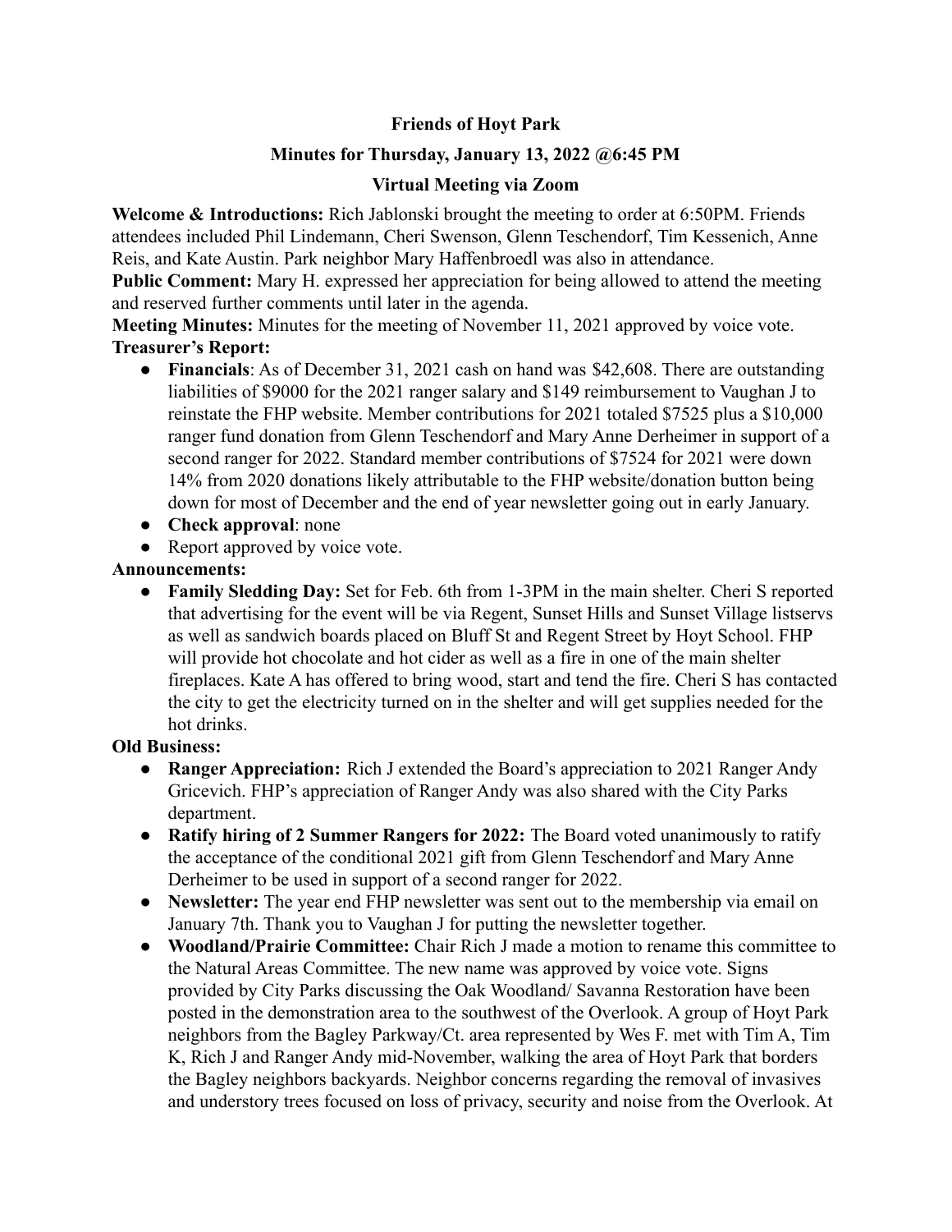**Friends of Hoyt Park**

**Minutes for Thursday, January 13, 2022 @6:45 PM**

**Virtual Meeting via Zoom**

**Welcome & Introductions:** Rich Jablonski brought the meeting to order at 6:50PM. Friends attendees included Phil Lindemann, Cheri Swenson, Glenn Teschendorf, Tim Kessenich, Anne Reis, and Kate Austin. Park neighbor Mary Haffenbroedl was also in attendance.

**Public Comment:** Mary H. expressed her appreciation for being allowed to attend the meeting and reserved further comments until later in the agenda.

**Meeting Minutes:** Minutes for the meeting of November 11, 2021 approved by voice vote.

**Treasurer's Report:**

- **Financials**: As of December 31, 2021 cash on hand was $42,608. There are outstanding liabilities of $9000 for the 2021 ranger salary and $149 reimbursement to Vaughan J to reinstate the FHP website. Member contributions for 2021 totaled $7525 plus a $10,000 ranger fund donation from Glenn Teschendorf and Mary Anne Derheimer in support of a second ranger for 2022. Standard member contributions of $7524 for 2021 were down 14% from 2020 donations likely attributable to the FHP website/donation button being down for most of December and the end of year newsletter going out in early January.
- **Check approval**: none
- Report approved by voice vote.

**Announcements:**

- **Family Sledding Day:** Set for Feb. 6th from 1-3PM in the main shelter. Cheri S reported that advertising for the event will be via Regent, Sunset Hills and Sunset Village listservs as well as sandwich boards placed on Bluff St and Regent Street by Hoyt School. FHP will provide hot chocolate and hot cider as well as a fire in one of the main shelter fireplaces. Kate A has offered to bring wood, start and tend the fire. Cheri S has contacted the city to get the electricity turned on in the shelter and will get supplies needed for the hot drinks.

**Old Business:**

- **Ranger Appreciation:** Rich J extended the Board's appreciation to 2021 Ranger Andy Gricevich. FHP's appreciation of Ranger Andy was also shared with the City Parks department.
- **Ratify hiring of 2 Summer Rangers for 2022:** The Board voted unanimously to ratify the acceptance of the conditional 2021 gift from Glenn Teschendorf and Mary Anne Derheimer to be used in support of a second ranger for 2022.
- **Newsletter:** The year end FHP newsletter was sent out to the membership via email on January 7th. Thank you to Vaughan J for putting the newsletter together.
- **Woodland/Prairie Committee:** Chair Rich J made a motion to rename this committee to the Natural Areas Committee. The new name was approved by voice vote. Signs provided by City Parks discussing the Oak Woodland/ Savanna Restoration have been posted in the demonstration area to the southwest of the Overlook. A group of Hoyt Park neighbors from the Bagley Parkway/Ct. area represented by Wes F. met with Tim A, Tim K, Rich J and Ranger Andy mid-November, walking the area of Hoyt Park that borders the Bagley neighbors backyards. Neighbor concerns regarding the removal of invasives and understory trees focused on loss of privacy, security and noise from the Overlook. At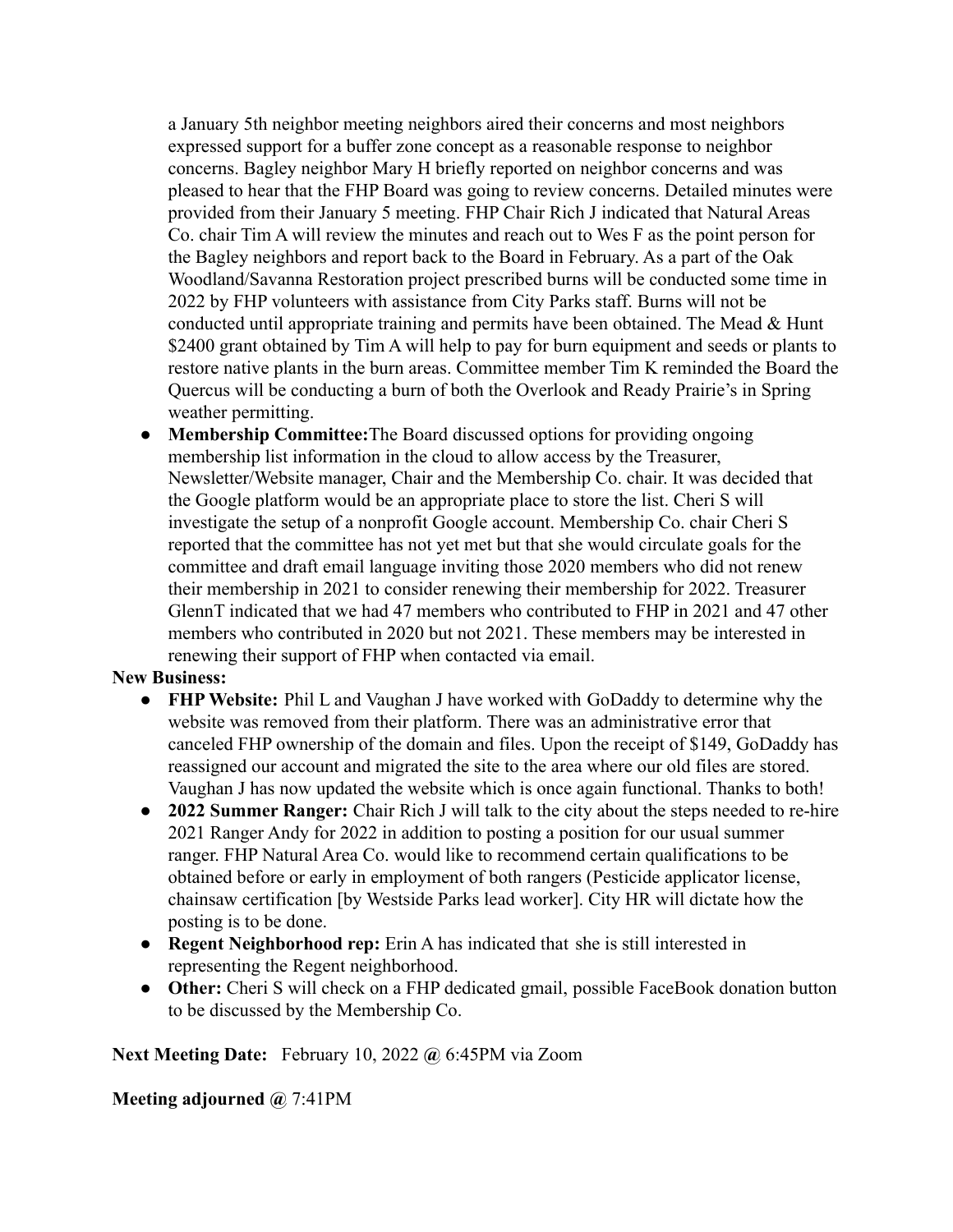a January 5th neighbor meeting neighbors aired their concerns and most neighbors expressed support for a buffer zone concept as a reasonable response to neighbor concerns. Bagley neighbor Mary H briefly reported on neighbor concerns and was pleased to hear that the FHP Board was going to review concerns. Detailed minutes were provided from their January 5 meeting. FHP Chair Rich J indicated that Natural Areas Co. chair Tim A will review the minutes and reach out to Wes F as the point person for the Bagley neighbors and report back to the Board in February. As a part of the Oak Woodland/Savanna Restoration project prescribed burns will be conducted some time in 2022 by FHP volunteers with assistance from City Parks staff. Burns will not be conducted until appropriate training and permits have been obtained. The Mead & Hunt $2400 grant obtained by Tim A will help to pay for burn equipment and seeds or plants to restore native plants in the burn areas. Committee member Tim K reminded the Board the Quercus will be conducting a burn of both the Overlook and Ready Prairie's in Spring weather permitting.

- **Membership Committee:**The Board discussed options for providing ongoing membership list information in the cloud to allow access by the Treasurer, Newsletter/Website manager, Chair and the Membership Co. chair. It was decided that the Google platform would be an appropriate place to store the list. Cheri S will investigate the setup of a nonprofit Google account. Membership Co. chair Cheri S reported that the committee has not yet met but that she would circulate goals for the committee and draft email language inviting those 2020 members who did not renew their membership in 2021 to consider renewing their membership for 2022. Treasurer GlennT indicated that we had 47 members who contributed to FHP in 2021 and 47 other members who contributed in 2020 but not 2021. These members may be interested in renewing their support of FHP when contacted via email.

**New Business:**

- **FHP Website:** Phil L and Vaughan J have worked with GoDaddy to determine why the website was removed from their platform. There was an administrative error that canceled FHP ownership of the domain and files. Upon the receipt of $149, GoDaddy has reassigned our account and migrated the site to the area where our old files are stored. Vaughan J has now updated the website which is once again functional. Thanks to both!
- **2022 Summer Ranger:** Chair Rich J will talk to the city about the steps needed to re-hire 2021 Ranger Andy for 2022 in addition to posting a position for our usual summer ranger. FHP Natural Area Co. would like to recommend certain qualifications to be obtained before or early in employment of both rangers (Pesticide applicator license, chainsaw certification [by Westside Parks lead worker]. City HR will dictate how the posting is to be done.
- **Regent Neighborhood rep:** Erin A has indicated that she is still interested in representing the Regent neighborhood.
- **Other:** Cheri S will check on a FHP dedicated gmail, possible FaceBook donation button to be discussed by the Membership Co.

**Next Meeting Date:** February 10, 2022 **@** 6:45PM via Zoom

**Meeting adjourned @** 7:41PM